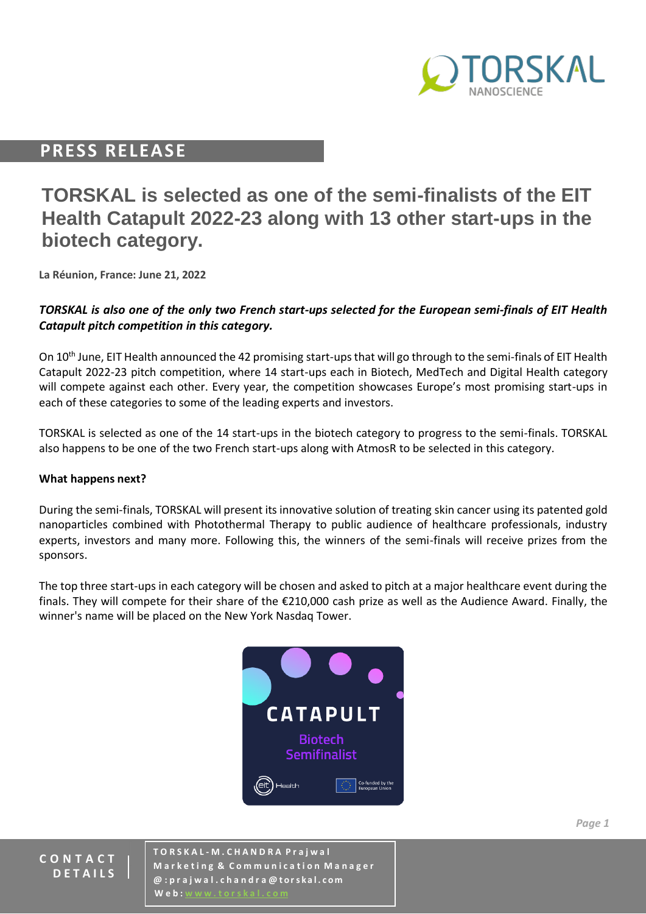# PRESS RELEASE

## TORSKAL is selected as one of the semi-finalists of the EIT Health Catapult 2022-23 along with 13 other start-ups in the biotech category.

**La Réunion, France: June 21, 2022**

***TORSKAL is also one of the only two French start-ups selected for the European semi-finals of EIT Health Catapult pitch competition in this category.***

On 10th June, EIT Health announced the 42 promising start-ups that will go through to the semi-finals of EIT Health Catapult 2022-23 pitch competition, where 14 start-ups each in Biotech, MedTech and Digital Health category will compete against each other. Every year, the competition showcases Europe's most promising start-ups in each of these categories to some of the leading experts and investors.

TORSKAL is selected as one of the 14 start-ups in the biotech category to progress to the semi-finals. TORSKAL also happens to be one of the two French start-ups along with AtmosR to be selected in this category.

**What happens next?**

During the semi-finals, TORSKAL will present its innovative solution of treating skin cancer using its patented gold nanoparticles combined with Photothermal Therapy to public audience of healthcare professionals, industry experts, investors and many more. Following this, the winners of the semi-finals will receive prizes from the sponsors.

The top three start-ups in each category will be chosen and asked to pitch at a major healthcare event during the finals. They will compete for their share of the €210,000 cash prize as well as the Audience Award. Finally, the winner's name will be placed on the New York Nasdaq Tower.

**CONTACT DETAILS**

TORSKAL-M.CHANDRA Prajwal
Marketing & Communication Manager
@:prajwal.chandra@torskal.com
Web: www.torskal.com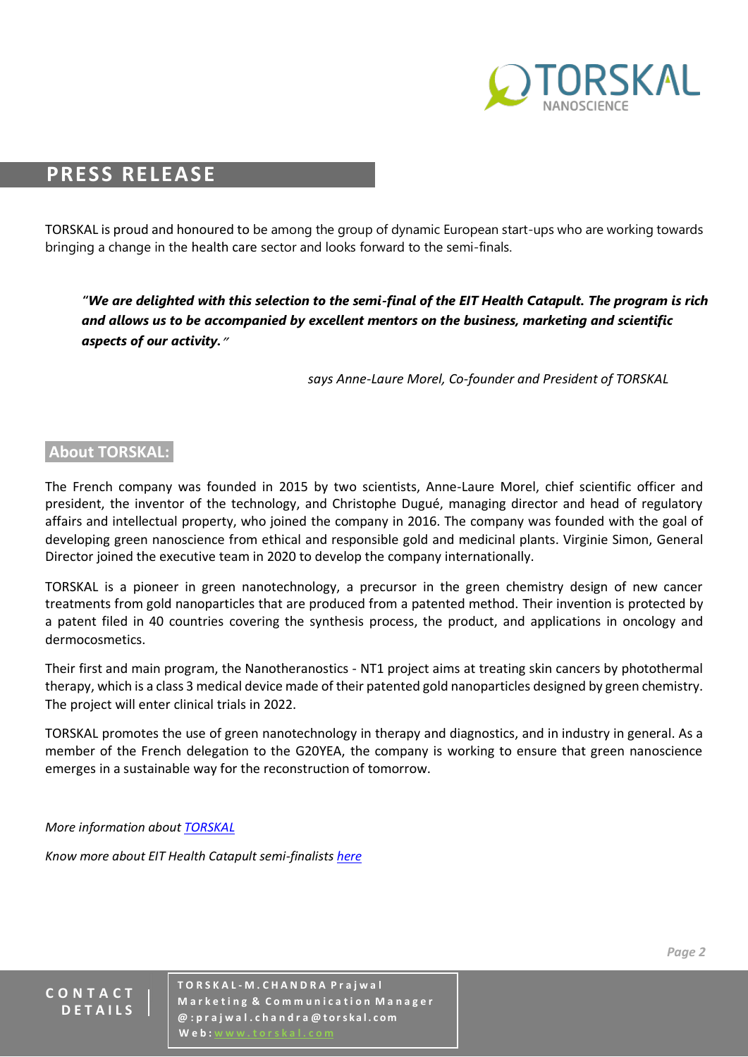# PRESS RELEASE

TORSKAL is proud and honoured to be among the group of dynamic European start-ups who are working towards bringing a change in the health care sector and looks forward to the semi-finals.

> ***"We are delighted with this selection to the semi-final of the EIT Health Catapult. The program is rich and allows us to be accompanied by excellent mentors on the business, marketing and scientific aspects of our activity."***
>
> *says Anne-Laure Morel, Co-founder and President of TORSKAL*

## About TORSKAL:

The French company was founded in 2015 by two scientists, Anne-Laure Morel, chief scientific officer and president, the inventor of the technology, and Christophe Dugué, managing director and head of regulatory affairs and intellectual property, who joined the company in 2016. The company was founded with the goal of developing green nanoscience from ethical and responsible gold and medicinal plants. Virginie Simon, General Director joined the executive team in 2020 to develop the company internationally.

TORSKAL is a pioneer in green nanotechnology, a precursor in the green chemistry design of new cancer treatments from gold nanoparticles that are produced from a patented method. Their invention is protected by a patent filed in 40 countries covering the synthesis process, the product, and applications in oncology and dermocosmetics.

Their first and main program, the Nanotheranostics - NT1 project aims at treating skin cancers by photothermal therapy, which is a class 3 medical device made of their patented gold nanoparticles designed by green chemistry. The project will enter clinical trials in 2022.

TORSKAL promotes the use of green nanotechnology in therapy and diagnostics, and in industry in general. As a member of the French delegation to the G20YEA, the company is working to ensure that green nanoscience emerges in a sustainable way for the reconstruction of tomorrow.

*More information about [TORSKAL]()*

*Know more about EIT Health Catapult semi-finalists [here]()*

**CONTACT DETAILS**

**TORSKAL-M.CHANDRA Prajwal**
**Marketing & Communication Manager**
**@:prajwal.chandra@torskal.com**
**Web: [www.torskal.com]()**